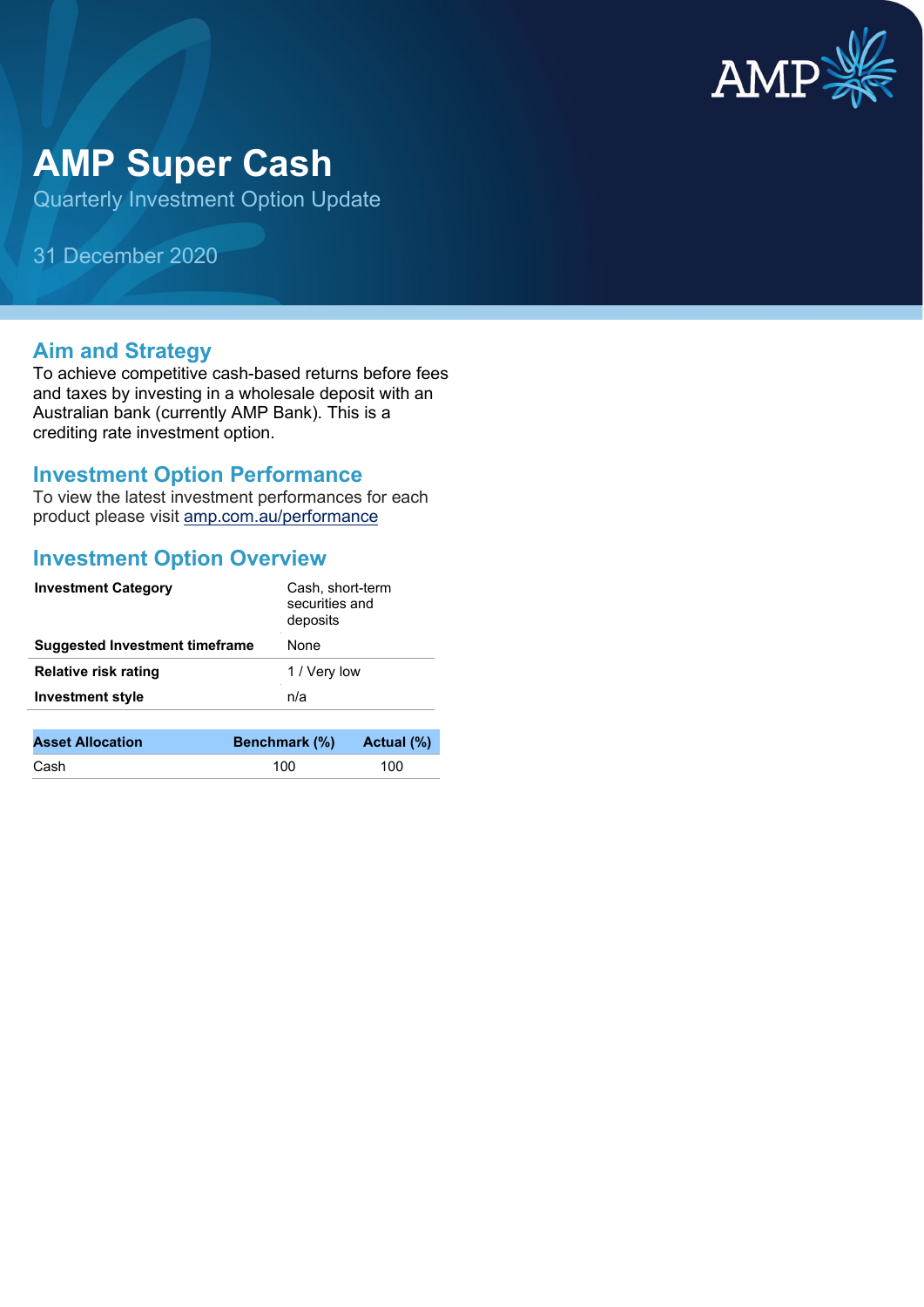# AMP Super Cash

Quarterly Investment Option Update

31 December 2020

## Aim and Strategy

To achieve competitive cash-based returns before fees and taxes by investing in a wholesale deposit with an Australian bank (currently AMP Bank). This is a crediting rate investment option.

## Investment Option Performance

To view the latest investment performances for each product please visit amp.com.au/performance

## Investment Option Overview

| | |
|---|---|
| **Investment Category** | Cash, short-term securities and deposits |
| **Suggested Investment timeframe** | None |
| **Relative risk rating** | 1 / Very low |
| **Investment style** | n/a |

| Asset Allocation | Benchmark (%) | Actual (%) |
|---|---|---|
| Cash | 100 | 100 |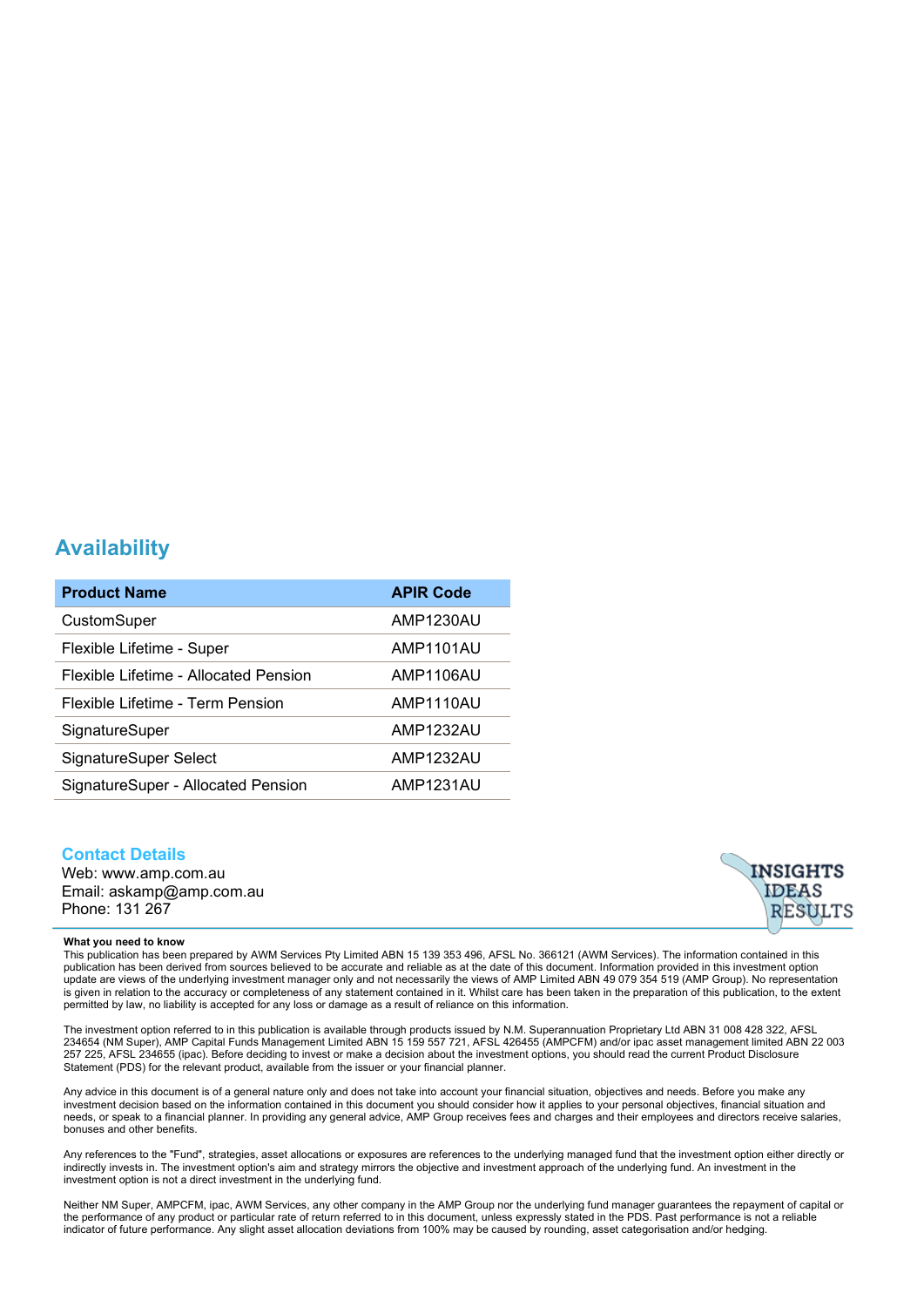## Availability

| Product Name | APIR Code |
|---|---|
| CustomSuper | AMP1230AU |
| Flexible Lifetime - Super | AMP1101AU |
| Flexible Lifetime - Allocated Pension | AMP1106AU |
| Flexible Lifetime - Term Pension | AMP1110AU |
| SignatureSuper | AMP1232AU |
| SignatureSuper Select | AMP1232AU |
| SignatureSuper - Allocated Pension | AMP1231AU |

### Contact Details

Web: www.amp.com.au
Email: askamp@amp.com.au
Phone: 131 267

INSIGHTS
IDEAS
RESULTS

**What you need to know**

This publication has been prepared by AWM Services Pty Limited ABN 15 139 353 496, AFSL No. 366121 (AWM Services). The information contained in this publication has been derived from sources believed to be accurate and reliable as at the date of this document. Information provided in this investment option update are views of the underlying investment manager only and not necessarily the views of AMP Limited ABN 49 079 354 519 (AMP Group). No representation is given in relation to the accuracy or completeness of any statement contained in it. Whilst care has been taken in the preparation of this publication, to the extent permitted by law, no liability is accepted for any loss or damage as a result of reliance on this information.

The investment option referred to in this publication is available through products issued by N.M. Superannuation Proprietary Ltd ABN 31 008 428 322, AFSL 234654 (NM Super), AMP Capital Funds Management Limited ABN 15 159 557 721, AFSL 426455 (AMPCFM) and/or ipac asset management limited ABN 22 003 257 225, AFSL 234655 (ipac). Before deciding to invest or make a decision about the investment options, you should read the current Product Disclosure Statement (PDS) for the relevant product, available from the issuer or your financial planner.

Any advice in this document is of a general nature only and does not take into account your financial situation, objectives and needs. Before you make any investment decision based on the information contained in this document you should consider how it applies to your personal objectives, financial situation and needs, or speak to a financial planner. In providing any general advice, AMP Group receives fees and charges and their employees and directors receive salaries, bonuses and other benefits.

Any references to the "Fund", strategies, asset allocations or exposures are references to the underlying managed fund that the investment option either directly or indirectly invests in. The investment option's aim and strategy mirrors the objective and investment approach of the underlying fund. An investment in the investment option is not a direct investment in the underlying fund.

Neither NM Super, AMPCFM, ipac, AWM Services, any other company in the AMP Group nor the underlying fund manager guarantees the repayment of capital or the performance of any product or particular rate of return referred to in this document, unless expressly stated in the PDS. Past performance is not a reliable indicator of future performance. Any slight asset allocation deviations from 100% may be caused by rounding, asset categorisation and/or hedging.